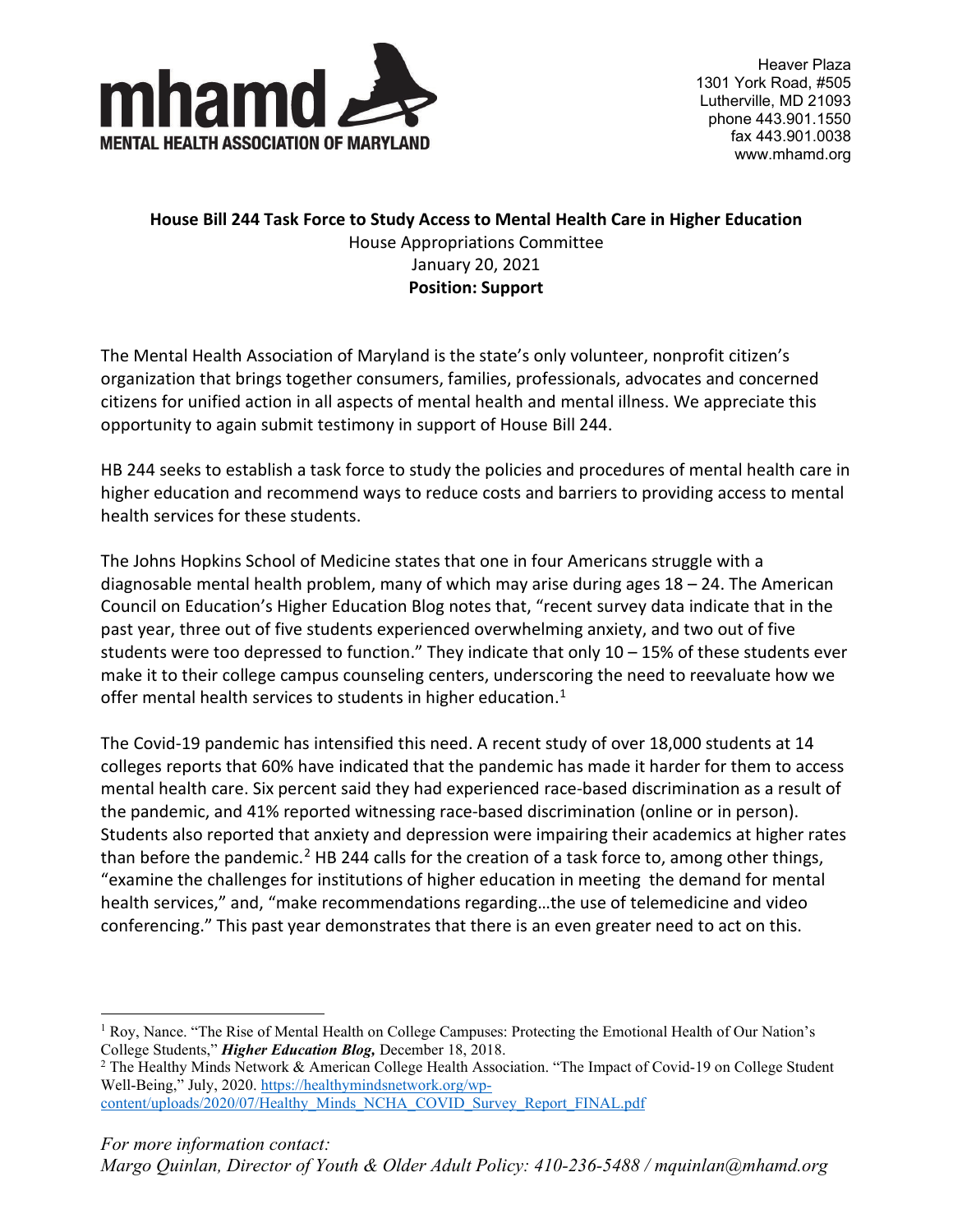**mhamd**
**MENTAL HEALTH ASSOCIATION OF MARYLAND**

Heaver Plaza
1301 York Road, #505
Lutherville, MD 21093
phone 443.901.1550
fax 443.901.0038
www.mhamd.org

**House Bill 244 Task Force to Study Access to Mental Health Care in Higher Education**
House Appropriations Committee
January 20, 2021
**Position: Support**

The Mental Health Association of Maryland is the state's only volunteer, nonprofit citizen's organization that brings together consumers, families, professionals, advocates and concerned citizens for unified action in all aspects of mental health and mental illness. We appreciate this opportunity to again submit testimony in support of House Bill 244.

HB 244 seeks to establish a task force to study the policies and procedures of mental health care in higher education and recommend ways to reduce costs and barriers to providing access to mental health services for these students.

The Johns Hopkins School of Medicine states that one in four Americans struggle with a diagnosable mental health problem, many of which may arise during ages 18 – 24. The American Council on Education's Higher Education Blog notes that, "recent survey data indicate that in the past year, three out of five students experienced overwhelming anxiety, and two out of five students were too depressed to function." They indicate that only 10 – 15% of these students ever make it to their college campus counseling centers, underscoring the need to reevaluate how we offer mental health services to students in higher education.[1]

The Covid-19 pandemic has intensified this need. A recent study of over 18,000 students at 14 colleges reports that 60% have indicated that the pandemic has made it harder for them to access mental health care. Six percent said they had experienced race-based discrimination as a result of the pandemic, and 41% reported witnessing race-based discrimination (online or in person). Students also reported that anxiety and depression were impairing their academics at higher rates than before the pandemic.[2] HB 244 calls for the creation of a task force to, among other things, "examine the challenges for institutions of higher education in meeting the demand for mental health services," and, "make recommendations regarding…the use of telemedicine and video conferencing." This past year demonstrates that there is an even greater need to act on this.

---

[1] Roy, Nance. "The Rise of Mental Health on College Campuses: Protecting the Emotional Health of Our Nation's College Students," ***Higher Education Blog***, December 18, 2018.

[2] The Healthy Minds Network & American College Health Association. "The Impact of Covid-19 on College Student Well-Being," July, 2020. https://healthymindsnetwork.org/wp-content/uploads/2020/07/Healthy_Minds_NCHA_COVID_Survey_Report_FINAL.pdf

*For more information contact:*
*Margo Quinlan, Director of Youth & Older Adult Policy: 410-236-5488 / mquinlan@mhamd.org*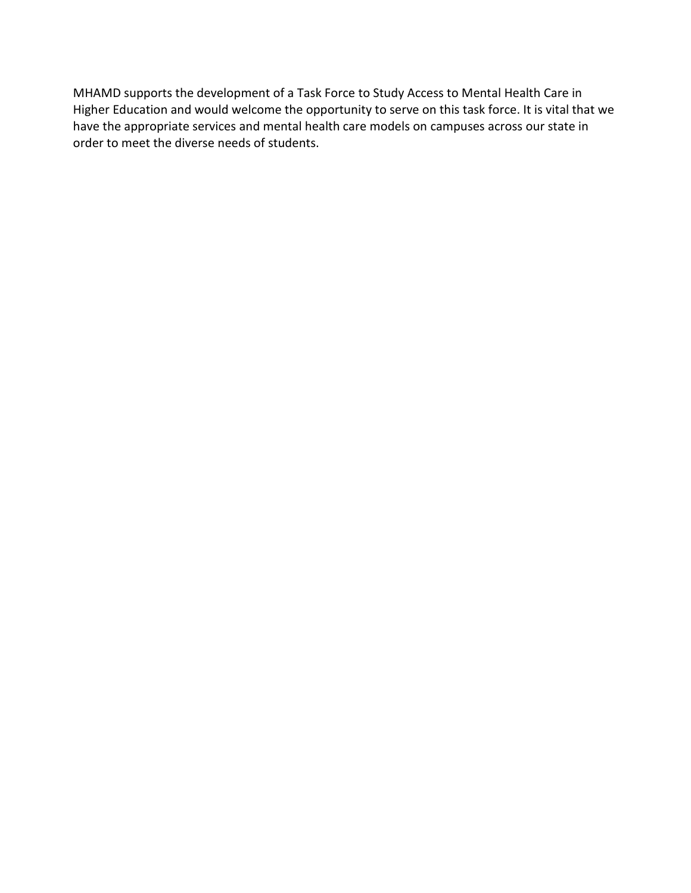MHAMD supports the development of a Task Force to Study Access to Mental Health Care in Higher Education and would welcome the opportunity to serve on this task force. It is vital that we have the appropriate services and mental health care models on campuses across our state in order to meet the diverse needs of students.